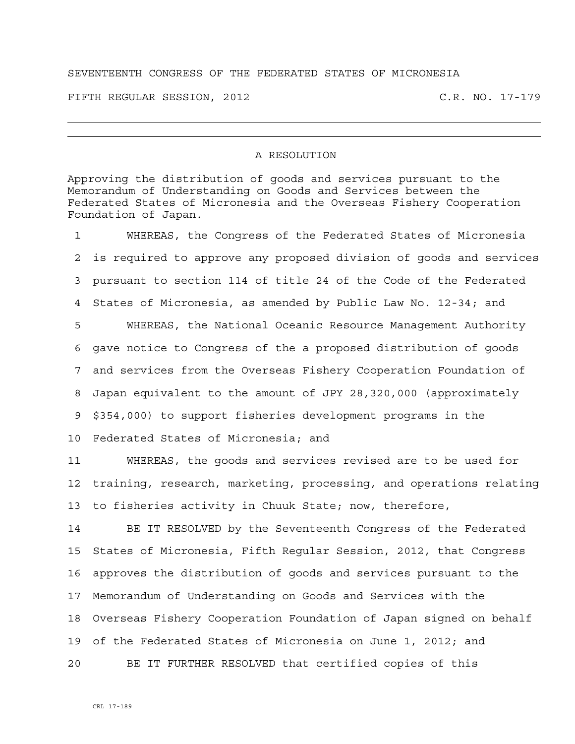SEVENTEENTH CONGRESS OF THE FEDERATED STATES OF MICRONESIA

FIFTH REGULAR SESSION, 2012 C.R. NO. 17-179

---

## A RESOLUTION

Approving the distribution of goods and services pursuant to the Memorandum of Understanding on Goods and Services between the Federated States of Micronesia and the Overseas Fishery Cooperation Foundation of Japan.

1 WHEREAS, the Congress of the Federated States of Micronesia
2 is required to approve any proposed division of goods and services
3 pursuant to section 114 of title 24 of the Code of the Federated
4 States of Micronesia, as amended by Public Law No. 12-34; and
5 WHEREAS, the National Oceanic Resource Management Authority
6 gave notice to Congress of the a proposed distribution of goods
7 and services from the Overseas Fishery Cooperation Foundation of
8 Japan equivalent to the amount of JPY 28,320,000 (approximately
9 $354,000) to support fisheries development programs in the
10 Federated States of Micronesia; and
11 WHEREAS, the goods and services revised are to be used for
12 training, research, marketing, processing, and operations relating
13 to fisheries activity in Chuuk State; now, therefore,
14 BE IT RESOLVED by the Seventeenth Congress of the Federated
15 States of Micronesia, Fifth Regular Session, 2012, that Congress
16 approves the distribution of goods and services pursuant to the
17 Memorandum of Understanding on Goods and Services with the
18 Overseas Fishery Cooperation Foundation of Japan signed on behalf
19 of the Federated States of Micronesia on June 1, 2012; and
20 BE IT FURTHER RESOLVED that certified copies of this

CRL 17-189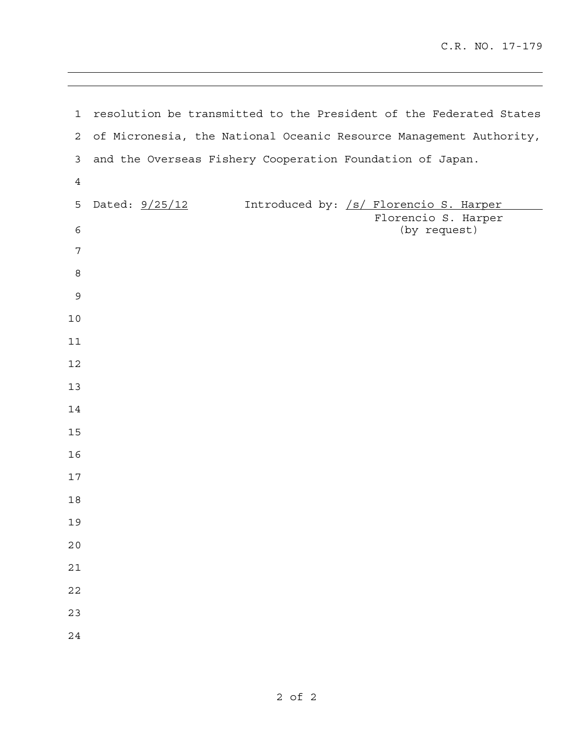resolution be transmitted to the President of the Federated States of Micronesia, the National Oceanic Resource Management Authority, and the Overseas Fishery Cooperation Foundation of Japan.

Dated: 9/25/12

Introduced by: /s/ Florencio S. Harper
Florencio S. Harper
(by request)